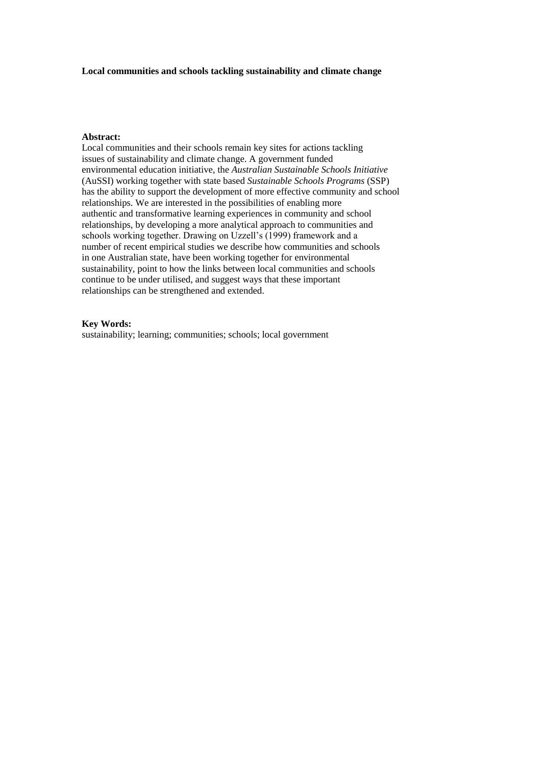# Local communities and schools tackling sustainability and climate change

**Abstract:**

Local communities and their schools remain key sites for actions tackling issues of sustainability and climate change. A government funded environmental education initiative, the *Australian Sustainable Schools Initiative* (AuSSI) working together with state based *Sustainable Schools Programs* (SSP) has the ability to support the development of more effective community and school relationships. We are interested in the possibilities of enabling more authentic and transformative learning experiences in community and school relationships, by developing a more analytical approach to communities and schools working together. Drawing on Uzzell's (1999) framework and a number of recent empirical studies we describe how communities and schools in one Australian state, have been working together for environmental sustainability, point to how the links between local communities and schools continue to be under utilised, and suggest ways that these important relationships can be strengthened and extended.

**Key Words:**

sustainability; learning; communities; schools; local government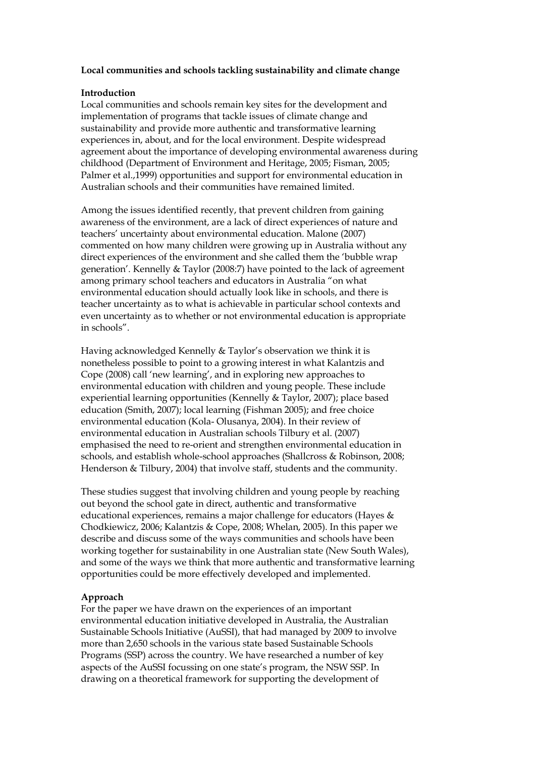**Local communities and schools tackling sustainability and climate change**

**Introduction**

Local communities and schools remain key sites for the development and implementation of programs that tackle issues of climate change and sustainability and provide more authentic and transformative learning experiences in, about, and for the local environment. Despite widespread agreement about the importance of developing environmental awareness during childhood (Department of Environment and Heritage, 2005; Fisman, 2005; Palmer et al.,1999) opportunities and support for environmental education in Australian schools and their communities have remained limited.

Among the issues identified recently, that prevent children from gaining awareness of the environment, are a lack of direct experiences of nature and teachers' uncertainty about environmental education. Malone (2007) commented on how many children were growing up in Australia without any direct experiences of the environment and she called them the 'bubble wrap generation'. Kennelly & Taylor (2008:7) have pointed to the lack of agreement among primary school teachers and educators in Australia "on what environmental education should actually look like in schools, and there is teacher uncertainty as to what is achievable in particular school contexts and even uncertainty as to whether or not environmental education is appropriate in schools".

Having acknowledged Kennelly & Taylor's observation we think it is nonetheless possible to point to a growing interest in what Kalantzis and Cope (2008) call 'new learning', and in exploring new approaches to environmental education with children and young people. These include experiential learning opportunities (Kennelly & Taylor, 2007); place based education (Smith, 2007); local learning (Fishman 2005); and free choice environmental education (Kola- Olusanya, 2004). In their review of environmental education in Australian schools Tilbury et al. (2007) emphasised the need to re-orient and strengthen environmental education in schools, and establish whole-school approaches (Shallcross & Robinson, 2008; Henderson & Tilbury, 2004) that involve staff, students and the community.

These studies suggest that involving children and young people by reaching out beyond the school gate in direct, authentic and transformative educational experiences, remains a major challenge for educators (Hayes & Chodkiewicz, 2006; Kalantzis & Cope, 2008; Whelan, 2005). In this paper we describe and discuss some of the ways communities and schools have been working together for sustainability in one Australian state (New South Wales), and some of the ways we think that more authentic and transformative learning opportunities could be more effectively developed and implemented.

**Approach**

For the paper we have drawn on the experiences of an important environmental education initiative developed in Australia, the Australian Sustainable Schools Initiative (AuSSI), that had managed by 2009 to involve more than 2,650 schools in the various state based Sustainable Schools Programs (SSP) across the country. We have researched a number of key aspects of the AuSSI focussing on one state's program, the NSW SSP. In drawing on a theoretical framework for supporting the development of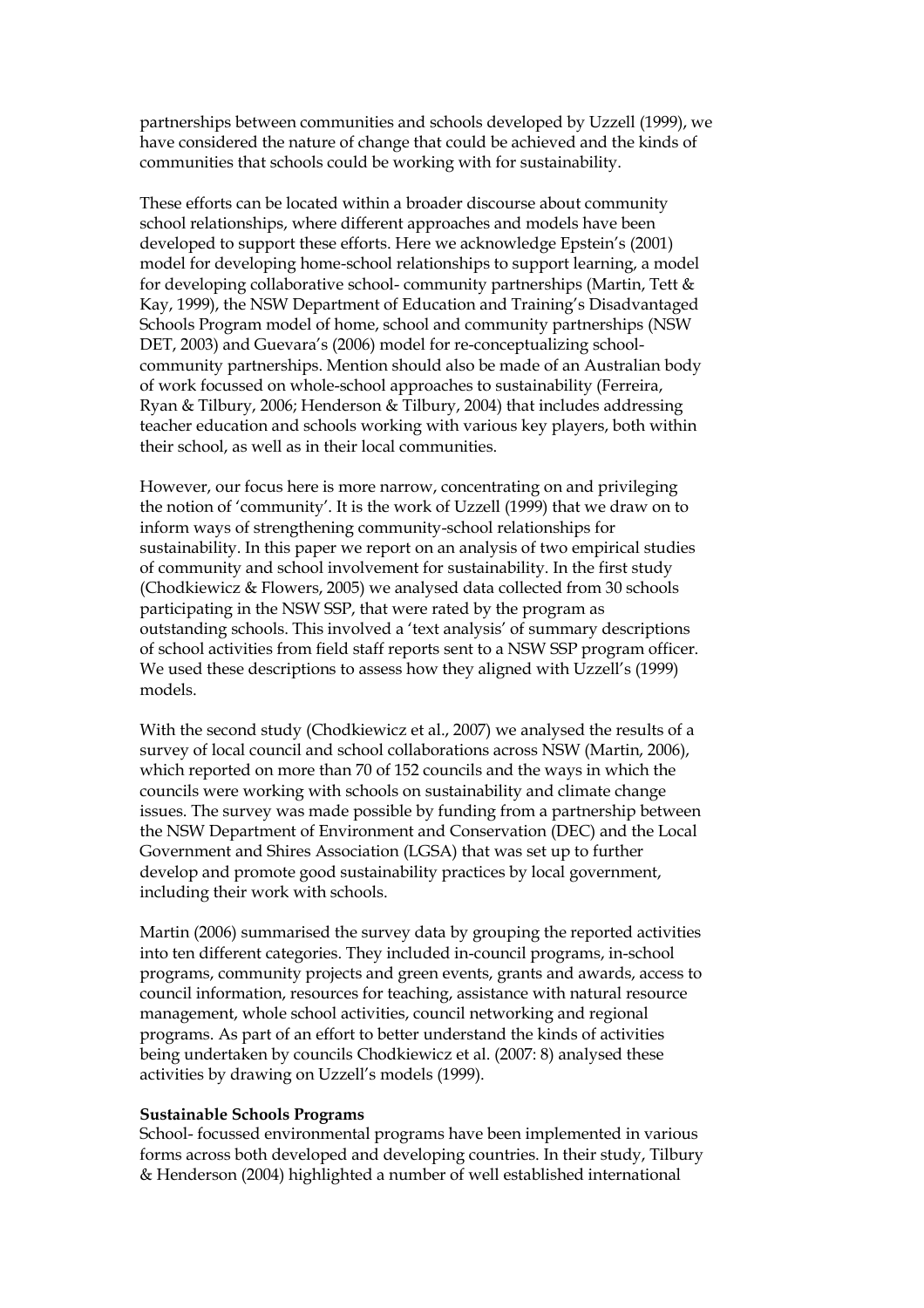partnerships between communities and schools developed by Uzzell (1999), we have considered the nature of change that could be achieved and the kinds of communities that schools could be working with for sustainability.

These efforts can be located within a broader discourse about community school relationships, where different approaches and models have been developed to support these efforts. Here we acknowledge Epstein's (2001) model for developing home-school relationships to support learning, a model for developing collaborative school- community partnerships (Martin, Tett & Kay, 1999), the NSW Department of Education and Training's Disadvantaged Schools Program model of home, school and community partnerships (NSW DET, 2003) and Guevara's (2006) model for re-conceptualizing school-community partnerships. Mention should also be made of an Australian body of work focussed on whole-school approaches to sustainability (Ferreira, Ryan & Tilbury, 2006; Henderson & Tilbury, 2004) that includes addressing teacher education and schools working with various key players, both within their school, as well as in their local communities.

However, our focus here is more narrow, concentrating on and privileging the notion of 'community'. It is the work of Uzzell (1999) that we draw on to inform ways of strengthening community-school relationships for sustainability. In this paper we report on an analysis of two empirical studies of community and school involvement for sustainability. In the first study (Chodkiewicz & Flowers, 2005) we analysed data collected from 30 schools participating in the NSW SSP, that were rated by the program as outstanding schools. This involved a 'text analysis' of summary descriptions of school activities from field staff reports sent to a NSW SSP program officer. We used these descriptions to assess how they aligned with Uzzell's (1999) models.

With the second study (Chodkiewicz et al., 2007) we analysed the results of a survey of local council and school collaborations across NSW (Martin, 2006), which reported on more than 70 of 152 councils and the ways in which the councils were working with schools on sustainability and climate change issues. The survey was made possible by funding from a partnership between the NSW Department of Environment and Conservation (DEC) and the Local Government and Shires Association (LGSA) that was set up to further develop and promote good sustainability practices by local government, including their work with schools.

Martin (2006) summarised the survey data by grouping the reported activities into ten different categories. They included in-council programs, in-school programs, community projects and green events, grants and awards, access to council information, resources for teaching, assistance with natural resource management, whole school activities, council networking and regional programs. As part of an effort to better understand the kinds of activities being undertaken by councils Chodkiewicz et al. (2007: 8) analysed these activities by drawing on Uzzell's models (1999).

**Sustainable Schools Programs**

School- focussed environmental programs have been implemented in various forms across both developed and developing countries. In their study, Tilbury & Henderson (2004) highlighted a number of well established international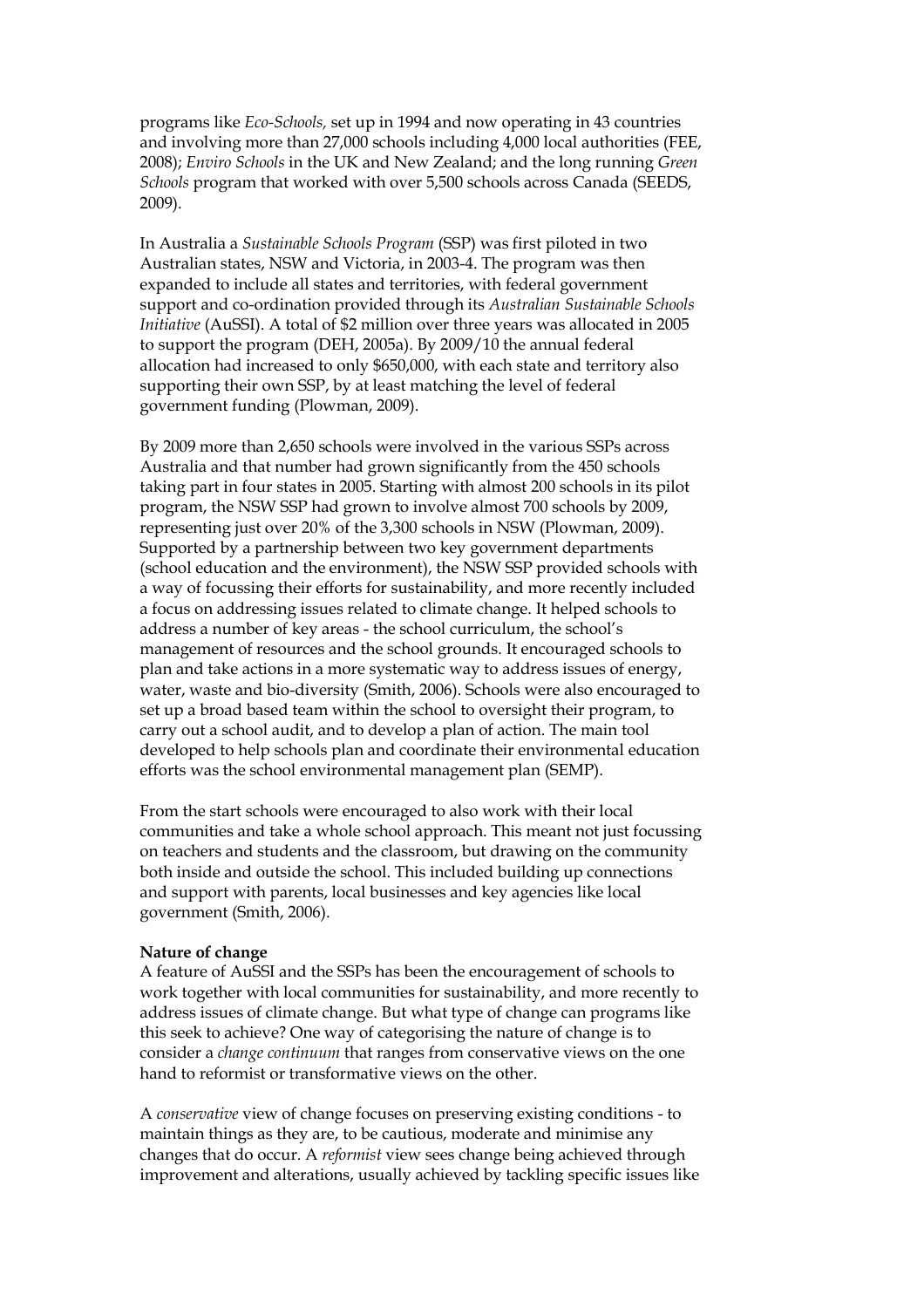programs like *Eco-Schools,* set up in 1994 and now operating in 43 countries and involving more than 27,000 schools including 4,000 local authorities (FEE, 2008); *Enviro Schools* in the UK and New Zealand; and the long running *Green Schools* program that worked with over 5,500 schools across Canada (SEEDS, 2009).

In Australia a *Sustainable Schools Program* (SSP) was first piloted in two Australian states, NSW and Victoria, in 2003-4. The program was then expanded to include all states and territories, with federal government support and co-ordination provided through its *Australian Sustainable Schools Initiative* (AuSSI). A total of $2 million over three years was allocated in 2005 to support the program (DEH, 2005a). By 2009/10 the annual federal allocation had increased to only $650,000, with each state and territory also supporting their own SSP, by at least matching the level of federal government funding (Plowman, 2009).

By 2009 more than 2,650 schools were involved in the various SSPs across Australia and that number had grown significantly from the 450 schools taking part in four states in 2005. Starting with almost 200 schools in its pilot program, the NSW SSP had grown to involve almost 700 schools by 2009, representing just over 20% of the 3,300 schools in NSW (Plowman, 2009). Supported by a partnership between two key government departments (school education and the environment), the NSW SSP provided schools with a way of focussing their efforts for sustainability, and more recently included a focus on addressing issues related to climate change. It helped schools to address a number of key areas - the school curriculum, the school's management of resources and the school grounds. It encouraged schools to plan and take actions in a more systematic way to address issues of energy, water, waste and bio-diversity (Smith, 2006). Schools were also encouraged to set up a broad based team within the school to oversight their program, to carry out a school audit, and to develop a plan of action. The main tool developed to help schools plan and coordinate their environmental education efforts was the school environmental management plan (SEMP).

From the start schools were encouraged to also work with their local communities and take a whole school approach. This meant not just focussing on teachers and students and the classroom, but drawing on the community both inside and outside the school. This included building up connections and support with parents, local businesses and key agencies like local government (Smith, 2006).

**Nature of change**

A feature of AuSSI and the SSPs has been the encouragement of schools to work together with local communities for sustainability, and more recently to address issues of climate change. But what type of change can programs like this seek to achieve? One way of categorising the nature of change is to consider a *change continuum* that ranges from conservative views on the one hand to reformist or transformative views on the other.

A *conservative* view of change focuses on preserving existing conditions - to maintain things as they are, to be cautious, moderate and minimise any changes that do occur. A *reformist* view sees change being achieved through improvement and alterations, usually achieved by tackling specific issues like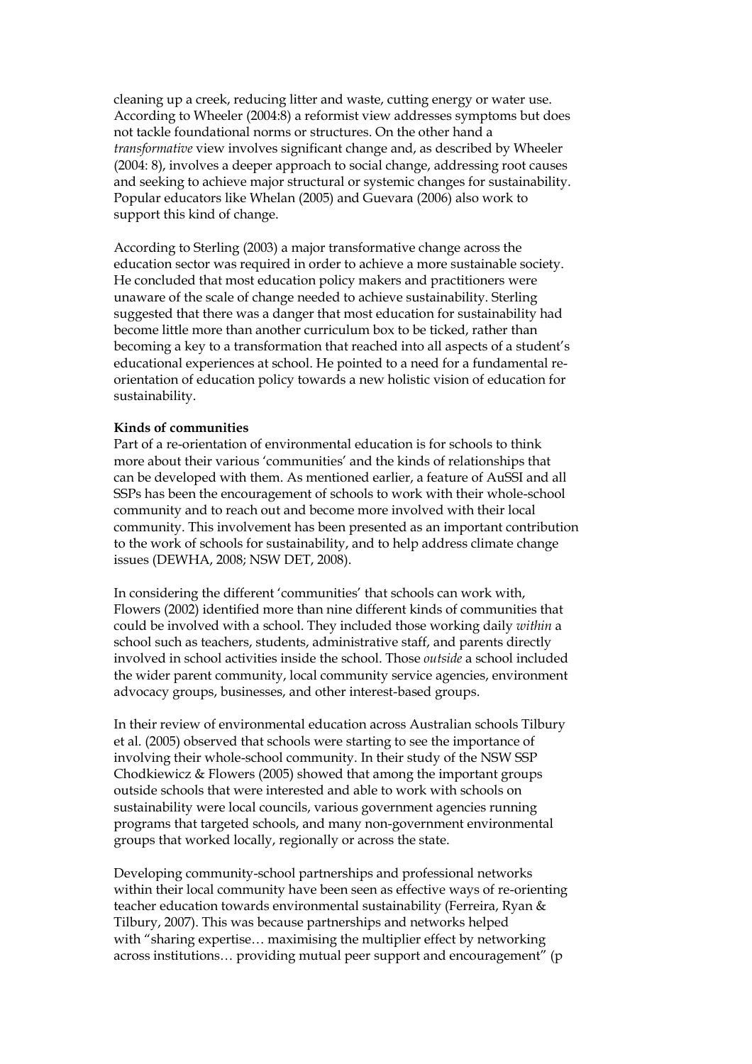cleaning up a creek, reducing litter and waste, cutting energy or water use. According to Wheeler (2004:8) a reformist view addresses symptoms but does not tackle foundational norms or structures. On the other hand a *transformative* view involves significant change and, as described by Wheeler (2004: 8), involves a deeper approach to social change, addressing root causes and seeking to achieve major structural or systemic changes for sustainability. Popular educators like Whelan (2005) and Guevara (2006) also work to support this kind of change.

According to Sterling (2003) a major transformative change across the education sector was required in order to achieve a more sustainable society. He concluded that most education policy makers and practitioners were unaware of the scale of change needed to achieve sustainability. Sterling suggested that there was a danger that most education for sustainability had become little more than another curriculum box to be ticked, rather than becoming a key to a transformation that reached into all aspects of a student's educational experiences at school. He pointed to a need for a fundamental re-orientation of education policy towards a new holistic vision of education for sustainability.

**Kinds of communities**

Part of a re-orientation of environmental education is for schools to think more about their various 'communities' and the kinds of relationships that can be developed with them. As mentioned earlier, a feature of AuSSI and all SSPs has been the encouragement of schools to work with their whole-school community and to reach out and become more involved with their local community. This involvement has been presented as an important contribution to the work of schools for sustainability, and to help address climate change issues (DEWHA, 2008; NSW DET, 2008).

In considering the different 'communities' that schools can work with, Flowers (2002) identified more than nine different kinds of communities that could be involved with a school. They included those working daily *within* a school such as teachers, students, administrative staff, and parents directly involved in school activities inside the school. Those *outside* a school included the wider parent community, local community service agencies, environment advocacy groups, businesses, and other interest-based groups.

In their review of environmental education across Australian schools Tilbury et al. (2005) observed that schools were starting to see the importance of involving their whole-school community. In their study of the NSW SSP Chodkiewicz & Flowers (2005) showed that among the important groups outside schools that were interested and able to work with schools on sustainability were local councils, various government agencies running programs that targeted schools, and many non-government environmental groups that worked locally, regionally or across the state.

Developing community-school partnerships and professional networks within their local community have been seen as effective ways of re-orienting teacher education towards environmental sustainability (Ferreira, Ryan & Tilbury, 2007). This was because partnerships and networks helped with "sharing expertise… maximising the multiplier effect by networking across institutions… providing mutual peer support and encouragement" (p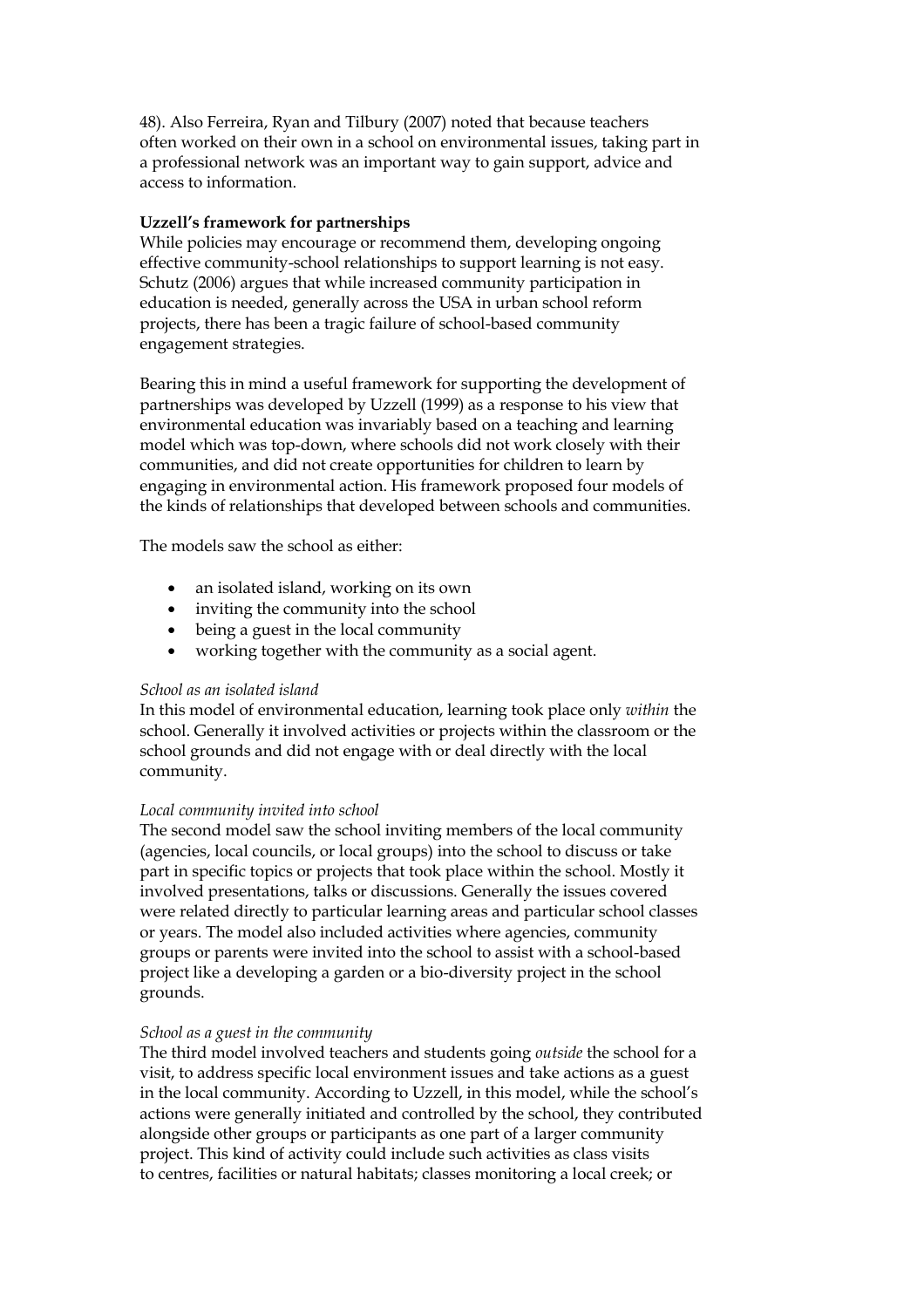48). Also Ferreira, Ryan and Tilbury (2007) noted that because teachers often worked on their own in a school on environmental issues, taking part in a professional network was an important way to gain support, advice and access to information.

**Uzzell's framework for partnerships**

While policies may encourage or recommend them, developing ongoing effective community-school relationships to support learning is not easy. Schutz (2006) argues that while increased community participation in education is needed, generally across the USA in urban school reform projects, there has been a tragic failure of school-based community engagement strategies.

Bearing this in mind a useful framework for supporting the development of partnerships was developed by Uzzell (1999) as a response to his view that environmental education was invariably based on a teaching and learning model which was top-down, where schools did not work closely with their communities, and did not create opportunities for children to learn by engaging in environmental action. His framework proposed four models of the kinds of relationships that developed between schools and communities.

The models saw the school as either:

- an isolated island, working on its own
- inviting the community into the school
- being a guest in the local community
- working together with the community as a social agent.

*School as an isolated island*

In this model of environmental education, learning took place only *within* the school. Generally it involved activities or projects within the classroom or the school grounds and did not engage with or deal directly with the local community.

*Local community invited into school*

The second model saw the school inviting members of the local community (agencies, local councils, or local groups) into the school to discuss or take part in specific topics or projects that took place within the school. Mostly it involved presentations, talks or discussions. Generally the issues covered were related directly to particular learning areas and particular school classes or years. The model also included activities where agencies, community groups or parents were invited into the school to assist with a school-based project like a developing a garden or a bio-diversity project in the school grounds.

*School as a guest in the community*

The third model involved teachers and students going *outside* the school for a visit, to address specific local environment issues and take actions as a guest in the local community. According to Uzzell, in this model, while the school's actions were generally initiated and controlled by the school, they contributed alongside other groups or participants as one part of a larger community project. This kind of activity could include such activities as class visits to centres, facilities or natural habitats; classes monitoring a local creek; or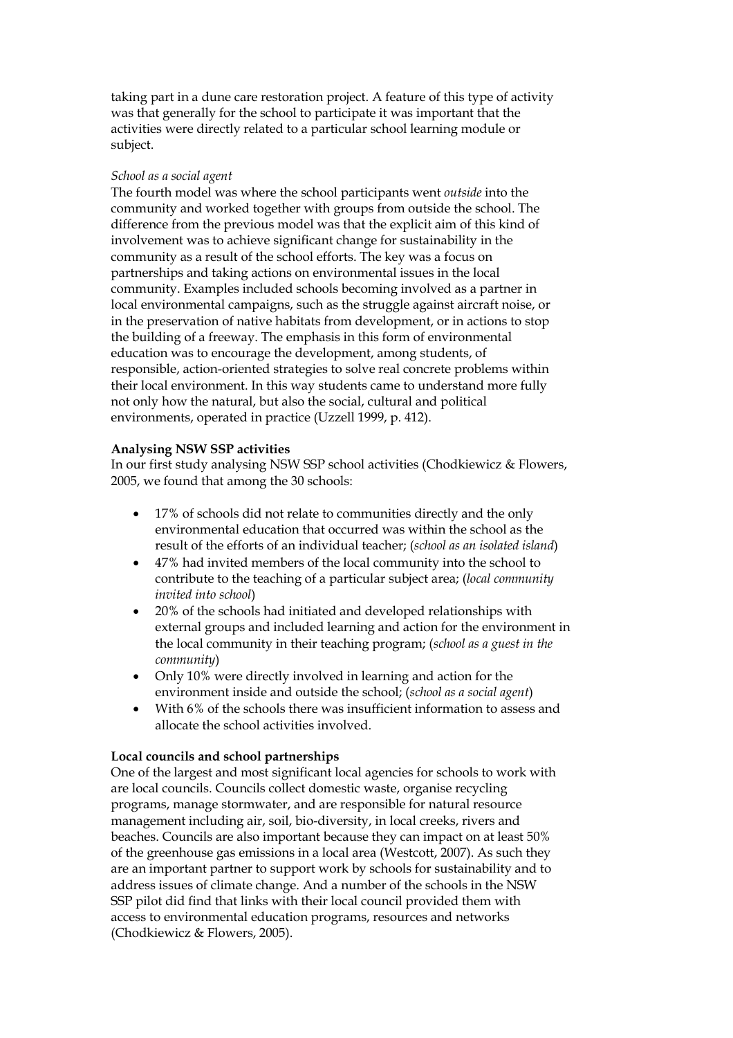taking part in a dune care restoration project. A feature of this type of activity was that generally for the school to participate it was important that the activities were directly related to a particular school learning module or subject.

*School as a social agent*

The fourth model was where the school participants went *outside* into the community and worked together with groups from outside the school. The difference from the previous model was that the explicit aim of this kind of involvement was to achieve significant change for sustainability in the community as a result of the school efforts. The key was a focus on partnerships and taking actions on environmental issues in the local community. Examples included schools becoming involved as a partner in local environmental campaigns, such as the struggle against aircraft noise, or in the preservation of native habitats from development, or in actions to stop the building of a freeway. The emphasis in this form of environmental education was to encourage the development, among students, of responsible, action-oriented strategies to solve real concrete problems within their local environment. In this way students came to understand more fully not only how the natural, but also the social, cultural and political environments, operated in practice (Uzzell 1999, p. 412).

**Analysing NSW SSP activities**

In our first study analysing NSW SSP school activities (Chodkiewicz & Flowers, 2005, we found that among the 30 schools:

- 17% of schools did not relate to communities directly and the only environmental education that occurred was within the school as the result of the efforts of an individual teacher; (*school as an isolated island*)
- 47% had invited members of the local community into the school to contribute to the teaching of a particular subject area; (*local community invited into school*)
- 20% of the schools had initiated and developed relationships with external groups and included learning and action for the environment in the local community in their teaching program; (*school as a guest in the community*)
- Only 10% were directly involved in learning and action for the environment inside and outside the school; (*school as a social agent*)
- With 6% of the schools there was insufficient information to assess and allocate the school activities involved.

**Local councils and school partnerships**

One of the largest and most significant local agencies for schools to work with are local councils. Councils collect domestic waste, organise recycling programs, manage stormwater, and are responsible for natural resource management including air, soil, bio-diversity, in local creeks, rivers and beaches. Councils are also important because they can impact on at least 50% of the greenhouse gas emissions in a local area (Westcott, 2007). As such they are an important partner to support work by schools for sustainability and to address issues of climate change. And a number of the schools in the NSW SSP pilot did find that links with their local council provided them with access to environmental education programs, resources and networks (Chodkiewicz & Flowers, 2005).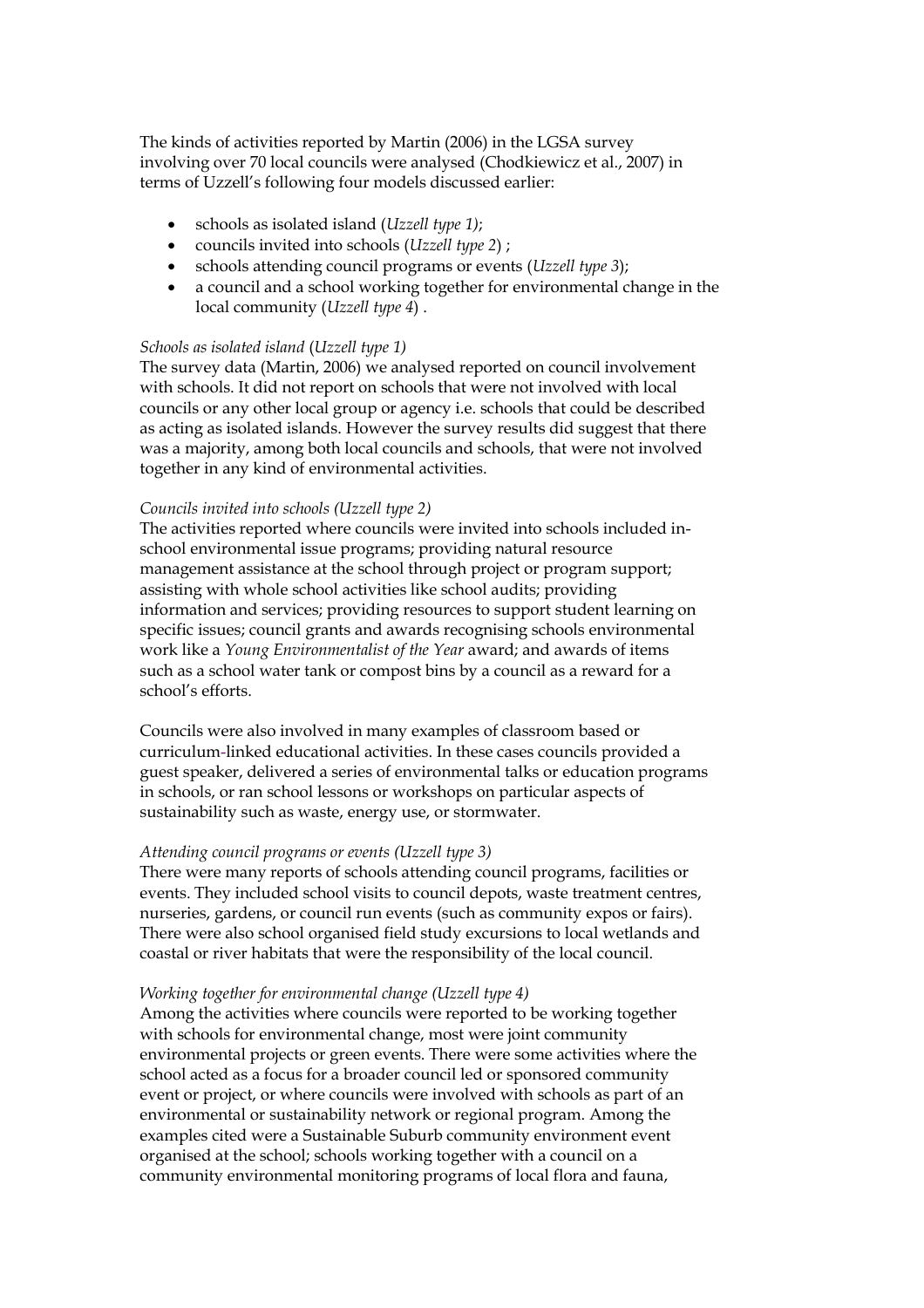The kinds of activities reported by Martin (2006) in the LGSA survey involving over 70 local councils were analysed (Chodkiewicz et al., 2007) in terms of Uzzell's following four models discussed earlier:

- schools as isolated island (*Uzzell type 1)*;
- councils invited into schools (*Uzzell type 2*) ;
- schools attending council programs or events (*Uzzell type 3*);
- a council and a school working together for environmental change in the local community (*Uzzell type 4*) .

*Schools as isolated island* (*Uzzell type 1)*

The survey data (Martin, 2006) we analysed reported on council involvement with schools. It did not report on schools that were not involved with local councils or any other local group or agency i.e. schools that could be described as acting as isolated islands. However the survey results did suggest that there was a majority, among both local councils and schools, that were not involved together in any kind of environmental activities.

*Councils invited into schools (Uzzell type 2)*

The activities reported where councils were invited into schools included in-school environmental issue programs; providing natural resource management assistance at the school through project or program support; assisting with whole school activities like school audits; providing information and services; providing resources to support student learning on specific issues; council grants and awards recognising schools environmental work like a *Young Environmentalist of the Year* award; and awards of items such as a school water tank or compost bins by a council as a reward for a school's efforts.

Councils were also involved in many examples of classroom based or curriculum-linked educational activities. In these cases councils provided a guest speaker, delivered a series of environmental talks or education programs in schools, or ran school lessons or workshops on particular aspects of sustainability such as waste, energy use, or stormwater.

*Attending council programs or events (Uzzell type 3)*

There were many reports of schools attending council programs, facilities or events. They included school visits to council depots, waste treatment centres, nurseries, gardens, or council run events (such as community expos or fairs). There were also school organised field study excursions to local wetlands and coastal or river habitats that were the responsibility of the local council.

*Working together for environmental change (Uzzell type 4)*

Among the activities where councils were reported to be working together with schools for environmental change, most were joint community environmental projects or green events. There were some activities where the school acted as a focus for a broader council led or sponsored community event or project, or where councils were involved with schools as part of an environmental or sustainability network or regional program. Among the examples cited were a Sustainable Suburb community environment event organised at the school; schools working together with a council on a community environmental monitoring programs of local flora and fauna,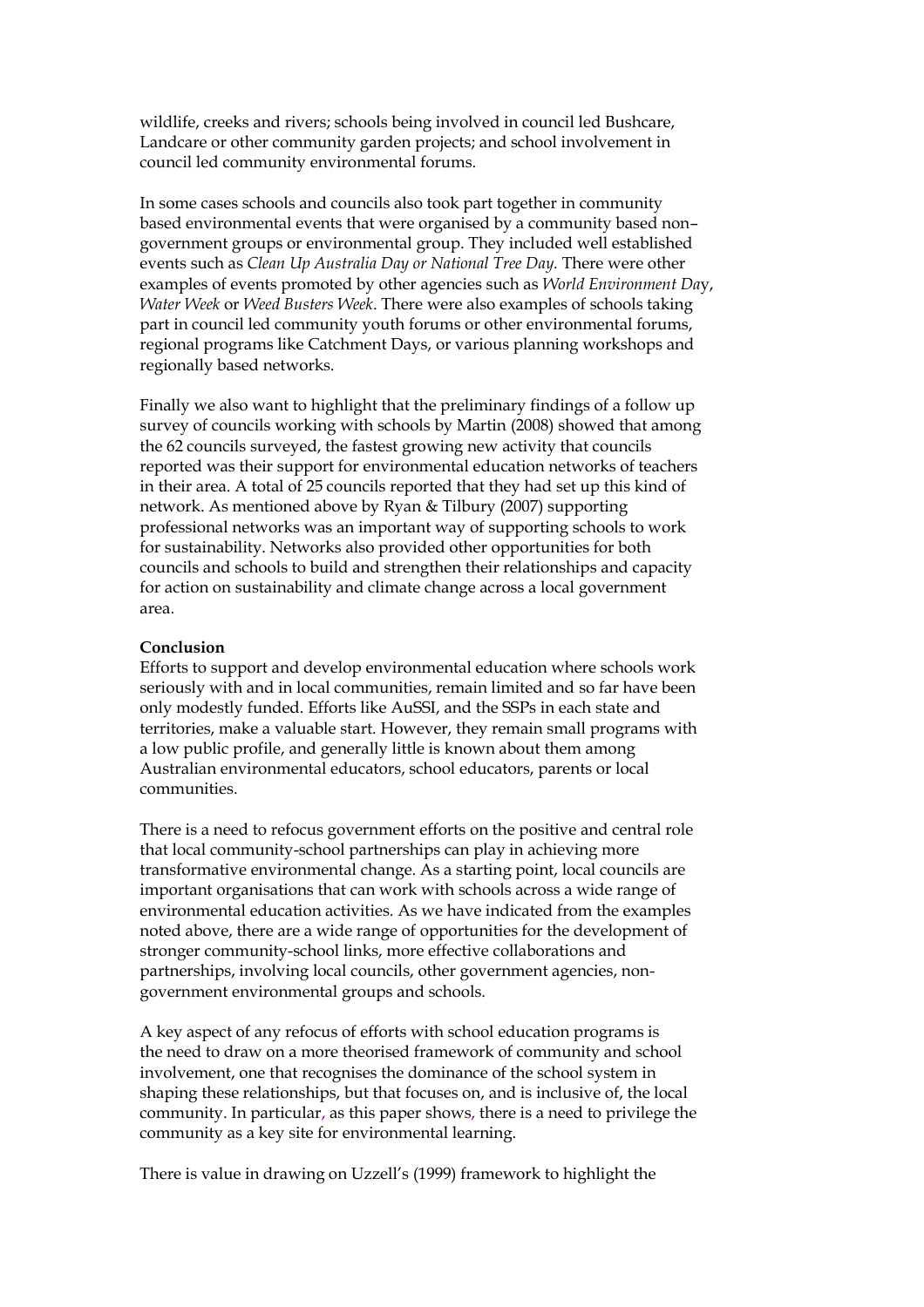wildlife, creeks and rivers; schools being involved in council led Bushcare, Landcare or other community garden projects; and school involvement in council led community environmental forums.

In some cases schools and councils also took part together in community based environmental events that were organised by a community based non–government groups or environmental group. They included well established events such as *Clean Up Australia Day or National Tree Day.* There were other examples of events promoted by other agencies such as *World Environment Da*y, *Water Week* or *Weed Busters Week*. There were also examples of schools taking part in council led community youth forums or other environmental forums, regional programs like Catchment Days, or various planning workshops and regionally based networks.

Finally we also want to highlight that the preliminary findings of a follow up survey of councils working with schools by Martin (2008) showed that among the 62 councils surveyed, the fastest growing new activity that councils reported was their support for environmental education networks of teachers in their area. A total of 25 councils reported that they had set up this kind of network. As mentioned above by Ryan & Tilbury (2007) supporting professional networks was an important way of supporting schools to work for sustainability. Networks also provided other opportunities for both councils and schools to build and strengthen their relationships and capacity for action on sustainability and climate change across a local government area.

**Conclusion**

Efforts to support and develop environmental education where schools work seriously with and in local communities, remain limited and so far have been only modestly funded. Efforts like AuSSI, and the SSPs in each state and territories, make a valuable start. However, they remain small programs with a low public profile, and generally little is known about them among Australian environmental educators, school educators, parents or local communities.

There is a need to refocus government efforts on the positive and central role that local community-school partnerships can play in achieving more transformative environmental change. As a starting point, local councils are important organisations that can work with schools across a wide range of environmental education activities. As we have indicated from the examples noted above, there are a wide range of opportunities for the development of stronger community-school links, more effective collaborations and partnerships, involving local councils, other government agencies, non-government environmental groups and schools.

A key aspect of any refocus of efforts with school education programs is the need to draw on a more theorised framework of community and school involvement, one that recognises the dominance of the school system in shaping these relationships, but that focuses on, and is inclusive of, the local community. In particular, as this paper shows, there is a need to privilege the community as a key site for environmental learning.

There is value in drawing on Uzzell's (1999) framework to highlight the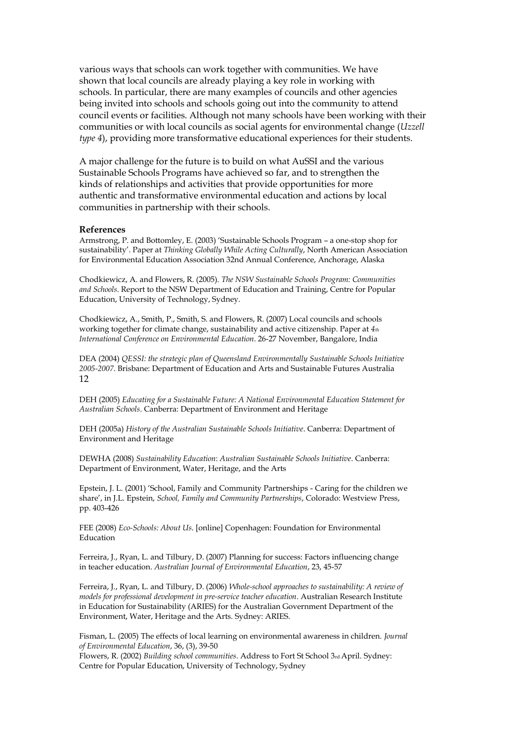various ways that schools can work together with communities. We have shown that local councils are already playing a key role in working with schools. In particular, there are many examples of councils and other agencies being invited into schools and schools going out into the community to attend council events or facilities. Although not many schools have been working with their communities or with local councils as social agents for environmental change (*Uzzell type 4*), providing more transformative educational experiences for their students.

A major challenge for the future is to build on what AuSSI and the various Sustainable Schools Programs have achieved so far, and to strengthen the kinds of relationships and activities that provide opportunities for more authentic and transformative environmental education and actions by local communities in partnership with their schools.

**References**

Armstrong, P. and Bottomley, E. (2003) 'Sustainable Schools Program – a one-stop shop for sustainability'. Paper at *Thinking Globally While Acting Culturally*, North American Association for Environmental Education Association 32nd Annual Conference, Anchorage, Alaska

Chodkiewicz, A. and Flowers, R. (2005). *The NSW Sustainable Schools Program: Communities and Schools*. Report to the NSW Department of Education and Training, Centre for Popular Education, University of Technology, Sydney.

Chodkiewicz, A., Smith, P., Smith, S. and Flowers, R. (2007) Local councils and schools working together for climate change, sustainability and active citizenship. Paper at *4th International Conference on Environmental Education*. 26-27 November, Bangalore, India

DEA (2004) *QESSI: the strategic plan of Queensland Environmentally Sustainable Schools Initiative 2005-2007*. Brisbane: Department of Education and Arts and Sustainable Futures Australia

DEH (2005) *Educating for a Sustainable Future: A National Environmental Education Statement for Australian Schools*. Canberra: Department of Environment and Heritage

DEH (2005a) *History of the Australian Sustainable Schools Initiative*. Canberra: Department of Environment and Heritage

DEWHA (2008) *Sustainability Education: Australian Sustainable Schools Initiative*. Canberra: Department of Environment, Water, Heritage, and the Arts

Epstein, J. L. (2001) 'School, Family and Community Partnerships - Caring for the children we share', in J.L. Epstein, *School, Family and Community Partnerships*, Colorado: Westview Press, pp. 403-426

FEE (2008) *Eco-Schools: About Us*. [online] Copenhagen: Foundation for Environmental Education

Ferreira, J., Ryan, L. and Tilbury, D. (2007) Planning for success: Factors influencing change in teacher education. *Australian Journal of Environmental Education*, 23, 45-57

Ferreira, J., Ryan, L. and Tilbury, D. (2006) *Whole-school approaches to sustainability: A review of models for professional development in pre-service teacher education*. Australian Research Institute in Education for Sustainability (ARIES) for the Australian Government Department of the Environment, Water, Heritage and the Arts. Sydney: ARIES.

Fisman, L. (2005) The effects of local learning on environmental awareness in children. *Journal of Environmental Education*, 36, (3), 39-50

Flowers, R. (2002) *Building school communities*. Address to Fort St School 3rd April. Sydney: Centre for Popular Education, University of Technology, Sydney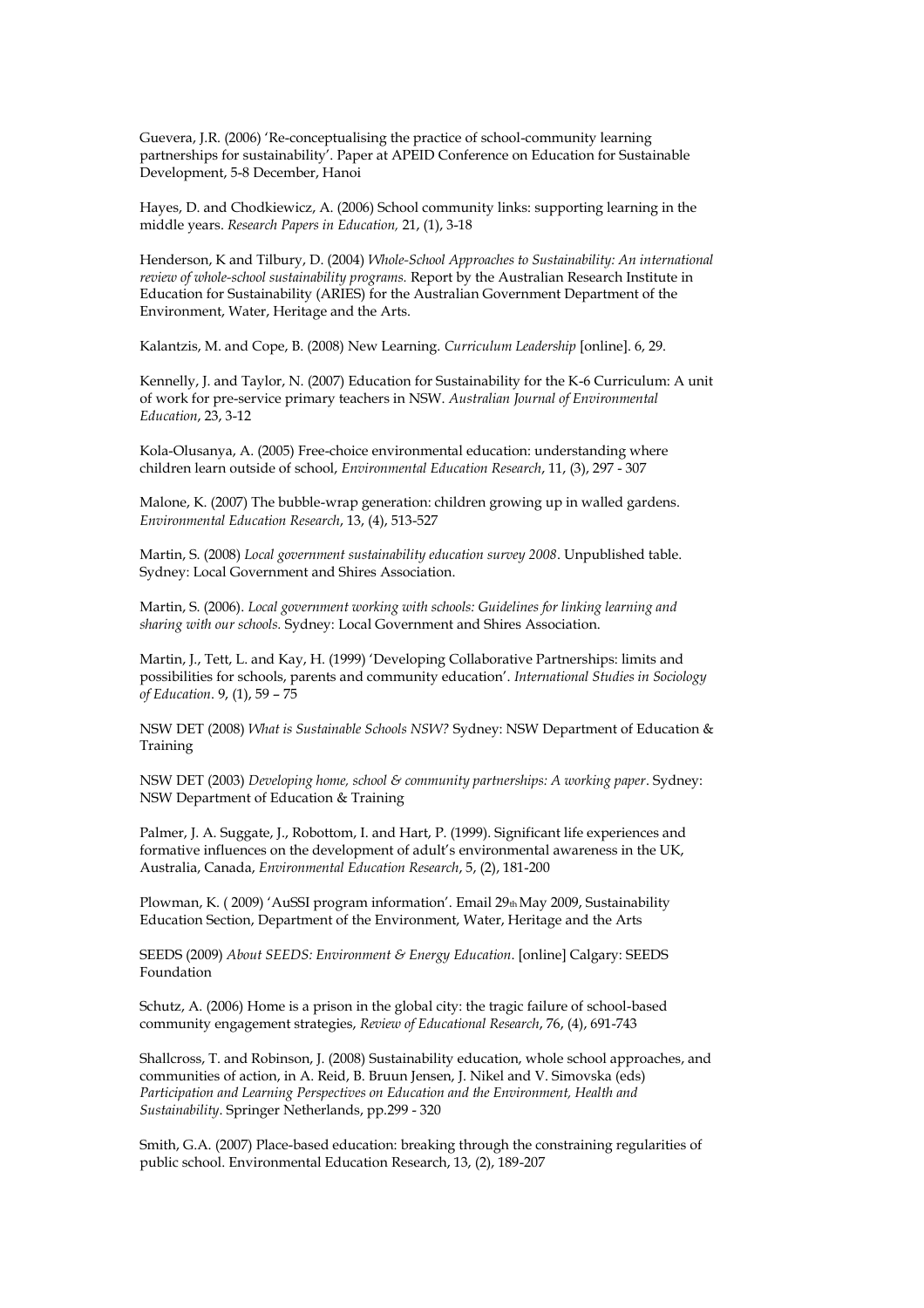Guevera, J.R. (2006) 'Re-conceptualising the practice of school-community learning partnerships for sustainability'. Paper at APEID Conference on Education for Sustainable Development, 5-8 December, Hanoi

Hayes, D. and Chodkiewicz, A. (2006) School community links: supporting learning in the middle years. *Research Papers in Education,* 21, (1), 3-18

Henderson, K and Tilbury, D. (2004) *Whole-School Approaches to Sustainability: An international review of whole-school sustainability programs.* Report by the Australian Research Institute in Education for Sustainability (ARIES) for the Australian Government Department of the Environment, Water, Heritage and the Arts.

Kalantzis, M. and Cope, B. (2008) New Learning. *Curriculum Leadership* [online]. 6, 29.

Kennelly, J. and Taylor, N. (2007) Education for Sustainability for the K-6 Curriculum: A unit of work for pre-service primary teachers in NSW. *Australian Journal of Environmental Education*, 23, 3-12

Kola-Olusanya, A. (2005) Free-choice environmental education: understanding where children learn outside of school, *Environmental Education Research*, 11, (3), 297 - 307

Malone, K. (2007) The bubble-wrap generation: children growing up in walled gardens. *Environmental Education Research*, 13, (4), 513-527

Martin, S. (2008) *Local government sustainability education survey 2008*. Unpublished table. Sydney: Local Government and Shires Association.

Martin, S. (2006). *Local government working with schools: Guidelines for linking learning and sharing with our schools.* Sydney: Local Government and Shires Association.

Martin, J., Tett, L. and Kay, H. (1999) 'Developing Collaborative Partnerships: limits and possibilities for schools, parents and community education'. *International Studies in Sociology of Education*. 9, (1), 59 – 75

NSW DET (2008) *What is Sustainable Schools NSW?* Sydney: NSW Department of Education & Training

NSW DET (2003) *Developing home, school & community partnerships: A working paper*. Sydney: NSW Department of Education & Training

Palmer, J. A. Suggate, J., Robottom, I. and Hart, P. (1999). Significant life experiences and formative influences on the development of adult's environmental awareness in the UK, Australia, Canada, *Environmental Education Research*, 5, (2), 181-200

Plowman, K. ( 2009) 'AuSSI program information'. Email 29th May 2009, Sustainability Education Section, Department of the Environment, Water, Heritage and the Arts

SEEDS (2009) *About SEEDS: Environment & Energy Education*. [online] Calgary: SEEDS Foundation

Schutz, A. (2006) Home is a prison in the global city: the tragic failure of school-based community engagement strategies, *Review of Educational Research*, 76, (4), 691-743

Shallcross, T. and Robinson, J. (2008) Sustainability education, whole school approaches, and communities of action, in A. Reid, B. Bruun Jensen, J. Nikel and V. Simovska (eds) *Participation and Learning Perspectives on Education and the Environment, Health and Sustainability*. Springer Netherlands, pp.299 - 320

Smith, G.A. (2007) Place-based education: breaking through the constraining regularities of public school. Environmental Education Research, 13, (2), 189-207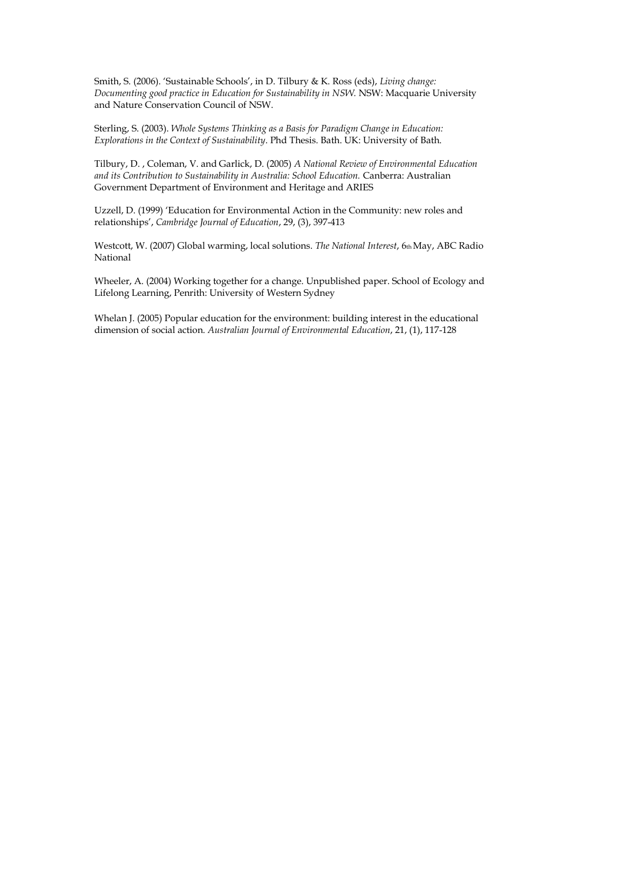Smith, S. (2006). 'Sustainable Schools', in D. Tilbury & K. Ross (eds), *Living change: Documenting good practice in Education for Sustainability in NSW.* NSW: Macquarie University and Nature Conservation Council of NSW.

Sterling, S. (2003). *Whole Systems Thinking as a Basis for Paradigm Change in Education: Explorations in the Context of Sustainability*. Phd Thesis. Bath. UK: University of Bath.

Tilbury, D. , Coleman, V. and Garlick, D. (2005) *A National Review of Environmental Education and its Contribution to Sustainability in Australia: School Education.* Canberra: Australian Government Department of Environment and Heritage and ARIES

Uzzell, D. (1999) 'Education for Environmental Action in the Community: new roles and relationships', *Cambridge Journal of Education*, 29, (3), 397-413

Westcott, W. (2007) Global warming, local solutions. *The National Interest*, 6th May, ABC Radio National

Wheeler, A. (2004) Working together for a change. Unpublished paper. School of Ecology and Lifelong Learning, Penrith: University of Western Sydney

Whelan J. (2005) Popular education for the environment: building interest in the educational dimension of social action. *Australian Journal of Environmental Education*, 21, (1), 117-128